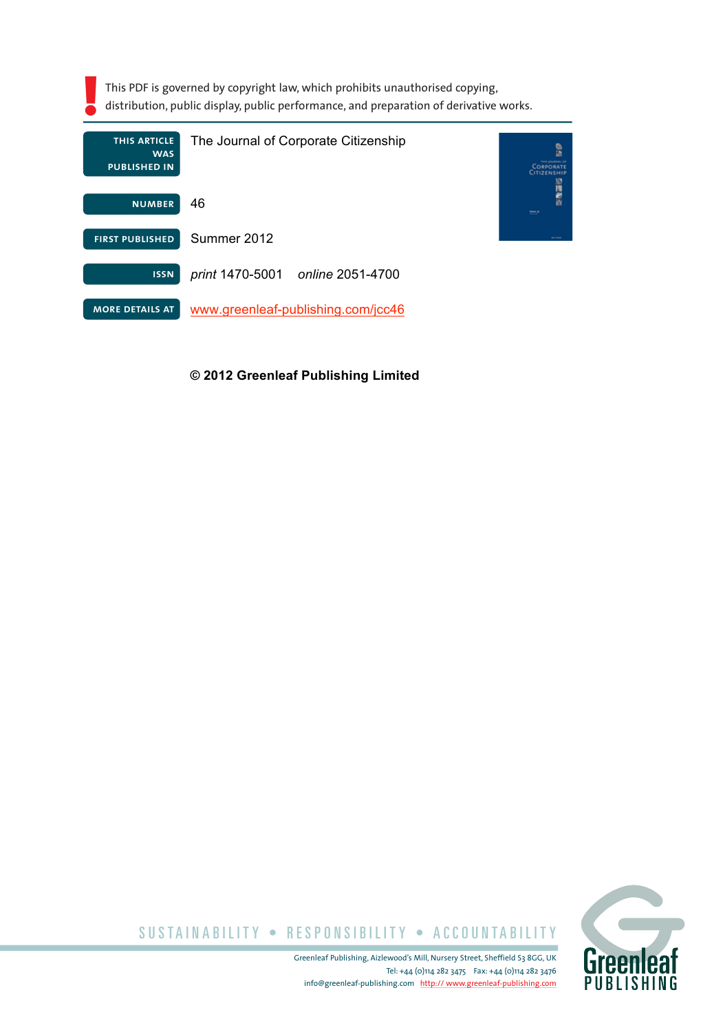This PDF is governed by copyright law, which prohibits unauthorised copying, distribution, public display, public performance, and preparation of derivative works.

| | |
|---|---|
| **THIS ARTICLE WAS PUBLISHED IN** | The Journal of Corporate Citizenship |
| **NUMBER** | 46 |
| **FIRST PUBLISHED** | Summer 2012 |
| **ISSN** | *print* 1470-5001 *online* 2051-4700 |
| **MORE DETAILS AT** | www.greenleaf-publishing.com/jcc46 |

**© 2012 Greenleaf Publishing Limited**

SUSTAINABILITY • RESPONSIBILITY • ACCOUNTABILITY

Greenleaf Publishing, Aizlewood's Mill, Nursery Street, Sheffield S3 8GG, UK
Tel: +44 (0)114 282 3475 Fax: +44 (0)114 282 3476
info@greenleaf-publishing.com http:// www.greenleaf-publishing.com

Greenleaf PUBLISHING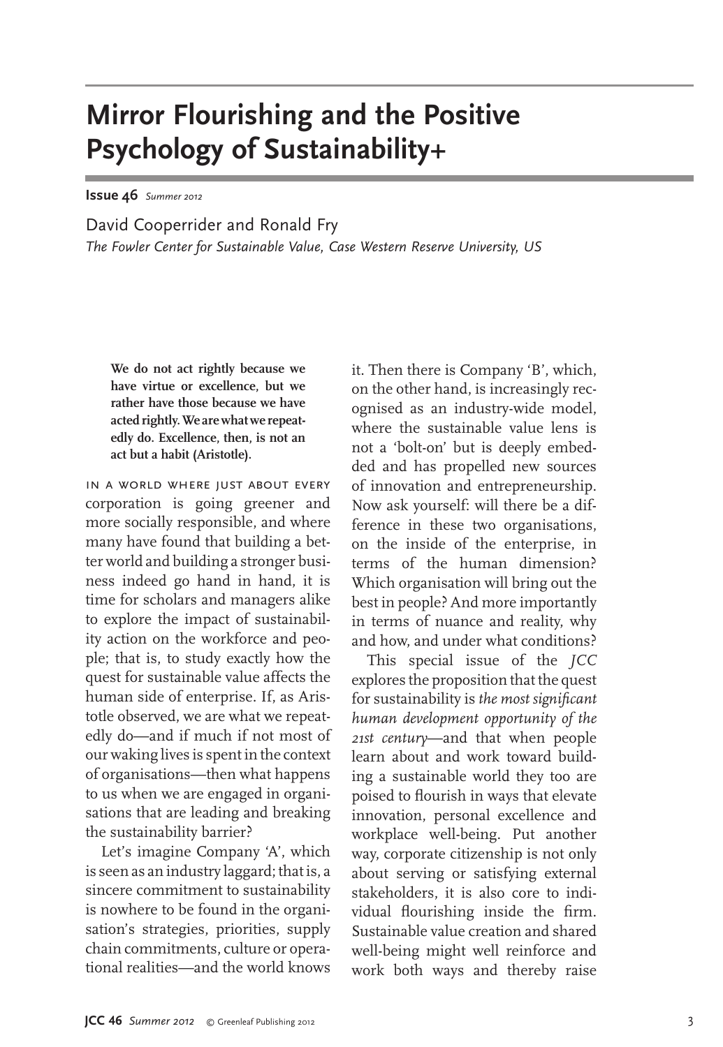# Mirror Flourishing and the Positive Psychology of Sustainability+

**Issue 46** *Summer 2012*

David Cooperrider and Ronald Fry

*The Fowler Center for Sustainable Value, Case Western Reserve University, US*

> **We do not act rightly because we have virtue or excellence, but we rather have those because we have acted rightly. We are what we repeatedly do. Excellence, then, is not an act but a habit (Aristotle).**

In a world where just about every corporation is going greener and more socially responsible, and where many have found that building a better world and building a stronger business indeed go hand in hand, it is time for scholars and managers alike to explore the impact of sustainability action on the workforce and people; that is, to study exactly how the quest for sustainable value affects the human side of enterprise. If, as Aristotle observed, we are what we repeatedly do—and if much if not most of our waking lives is spent in the context of organisations—then what happens to us when we are engaged in organisations that are leading and breaking the sustainability barrier?

Let's imagine Company 'A', which is seen as an industry laggard; that is, a sincere commitment to sustainability is nowhere to be found in the organisation's strategies, priorities, supply chain commitments, culture or operational realities—and the world knows it. Then there is Company 'B', which, on the other hand, is increasingly recognised as an industry-wide model, where the sustainable value lens is not a 'bolt-on' but is deeply embedded and has propelled new sources of innovation and entrepreneurship. Now ask yourself: will there be a difference in these two organisations, on the inside of the enterprise, in terms of the human dimension? Which organisation will bring out the best in people? And more importantly in terms of nuance and reality, why and how, and under what conditions?

This special issue of the *JCC* explores the proposition that the quest for sustainability is *the most significant human development opportunity of the 21st century*—and that when people learn about and work toward building a sustainable world they too are poised to flourish in ways that elevate innovation, personal excellence and workplace well-being. Put another way, corporate citizenship is not only about serving or satisfying external stakeholders, it is also core to individual flourishing inside the firm. Sustainable value creation and shared well-being might well reinforce and work both ways and thereby raise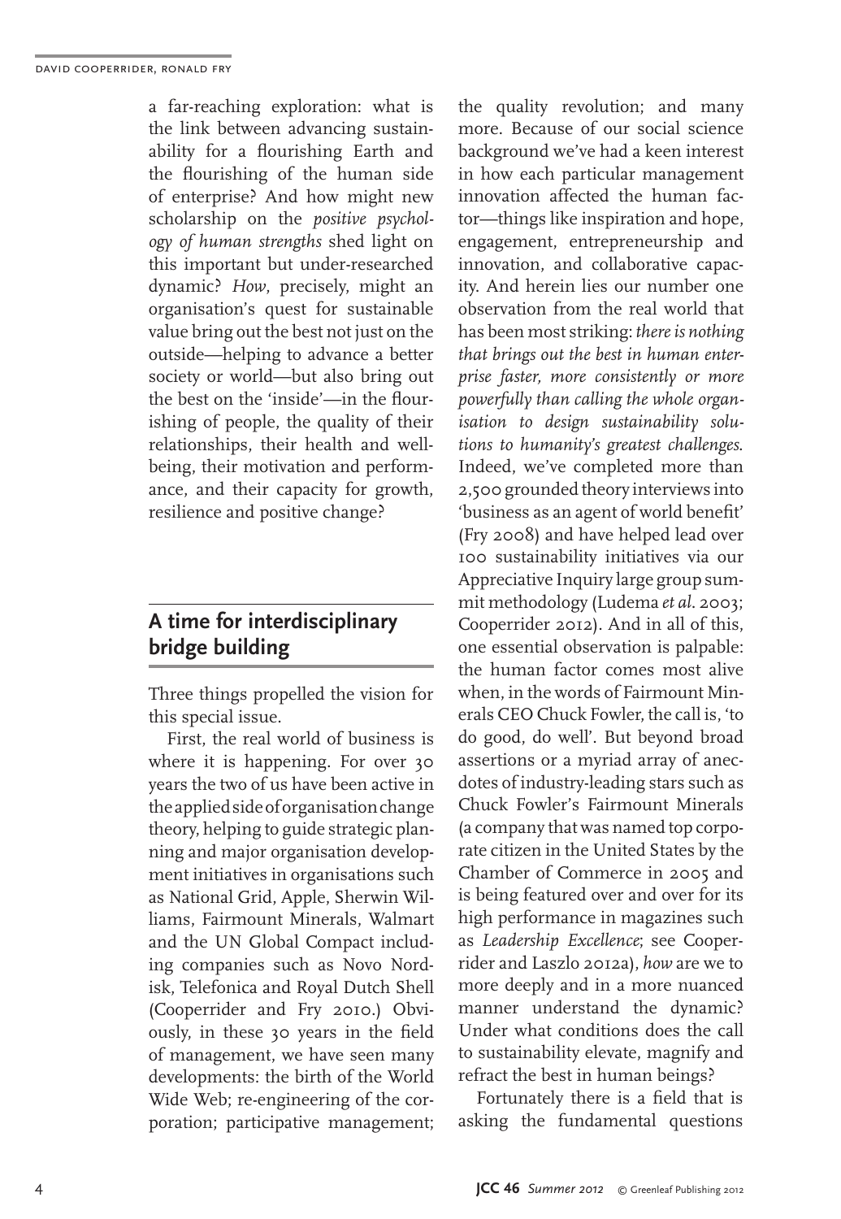a far-reaching exploration: what is the link between advancing sustainability for a flourishing Earth and the flourishing of the human side of enterprise? And how might new scholarship on the *positive psychology of human strengths* shed light on this important but under-researched dynamic? *How*, precisely, might an organisation's quest for sustainable value bring out the best not just on the outside—helping to advance a better society or world—but also bring out the best on the 'inside'—in the flourishing of people, the quality of their relationships, their health and well-being, their motivation and performance, and their capacity for growth, resilience and positive change?

## A time for interdisciplinary bridge building

Three things propelled the vision for this special issue.

First, the real world of business is where it is happening. For over 30 years the two of us have been active in the applied side of organisation change theory, helping to guide strategic planning and major organisation development initiatives in organisations such as National Grid, Apple, Sherwin Williams, Fairmount Minerals, Walmart and the UN Global Compact including companies such as Novo Nordisk, Telefonica and Royal Dutch Shell (Cooperrider and Fry 2010.) Obviously, in these 30 years in the field of management, we have seen many developments: the birth of the World Wide Web; re-engineering of the corporation; participative management; the quality revolution; and many more. Because of our social science background we've had a keen interest in how each particular management innovation affected the human factor—things like inspiration and hope, engagement, entrepreneurship and innovation, and collaborative capacity. And herein lies our number one observation from the real world that has been most striking: *there is nothing that brings out the best in human enterprise faster, more consistently or more powerfully than calling the whole organisation to design sustainability solutions to humanity's greatest challenges*. Indeed, we've completed more than 2,500 grounded theory interviews into 'business as an agent of world benefit' (Fry 2008) and have helped lead over 100 sustainability initiatives via our Appreciative Inquiry large group summit methodology (Ludema *et al*. 2003; Cooperrider 2012). And in all of this, one essential observation is palpable: the human factor comes most alive when, in the words of Fairmount Minerals CEO Chuck Fowler, the call is, 'to do good, do well'. But beyond broad assertions or a myriad array of anecdotes of industry-leading stars such as Chuck Fowler's Fairmount Minerals (a company that was named top corporate citizen in the United States by the Chamber of Commerce in 2005 and is being featured over and over for its high performance in magazines such as *Leadership Excellence*; see Cooperrider and Laszlo 2012a), *how* are we to more deeply and in a more nuanced manner understand the dynamic? Under what conditions does the call to sustainability elevate, magnify and refract the best in human beings?

Fortunately there is a field that is asking the fundamental questions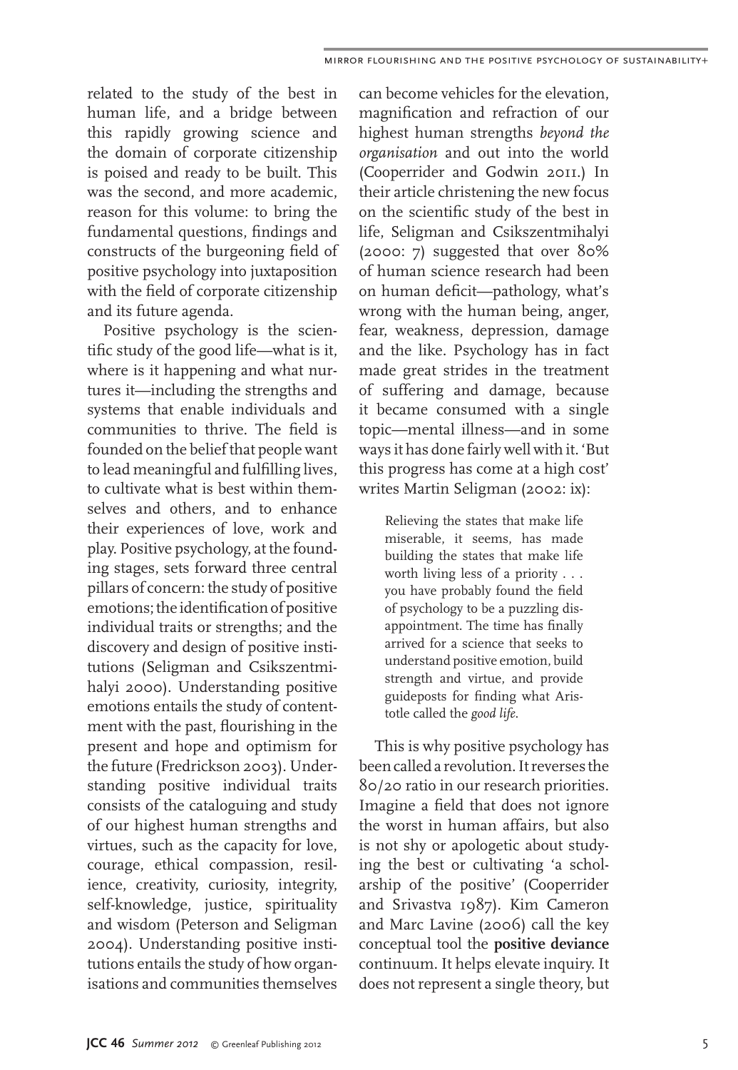related to the study of the best in human life, and a bridge between this rapidly growing science and the domain of corporate citizenship is poised and ready to be built. This was the second, and more academic, reason for this volume: to bring the fundamental questions, findings and constructs of the burgeoning field of positive psychology into juxtaposition with the field of corporate citizenship and its future agenda.

Positive psychology is the scientific study of the good life—what is it, where is it happening and what nurtures it—including the strengths and systems that enable individuals and communities to thrive. The field is founded on the belief that people want to lead meaningful and fulfilling lives, to cultivate what is best within themselves and others, and to enhance their experiences of love, work and play. Positive psychology, at the founding stages, sets forward three central pillars of concern: the study of positive emotions; the identification of positive individual traits or strengths; and the discovery and design of positive institutions (Seligman and Csikszentmihalyi 2000). Understanding positive emotions entails the study of contentment with the past, flourishing in the present and hope and optimism for the future (Fredrickson 2003). Understanding positive individual traits consists of the cataloguing and study of our highest human strengths and virtues, such as the capacity for love, courage, ethical compassion, resilience, creativity, curiosity, integrity, self-knowledge, justice, spirituality and wisdom (Peterson and Seligman 2004). Understanding positive institutions entails the study of how organisations and communities themselves can become vehicles for the elevation, magnification and refraction of our highest human strengths *beyond the organisation* and out into the world (Cooperrider and Godwin 2011.) In their article christening the new focus on the scientific study of the best in life, Seligman and Csikszentmihalyi (2000: 7) suggested that over 80% of human science research had been on human deficit—pathology, what's wrong with the human being, anger, fear, weakness, depression, damage and the like. Psychology has in fact made great strides in the treatment of suffering and damage, because it became consumed with a single topic—mental illness—and in some ways it has done fairly well with it. 'But this progress has come at a high cost' writes Martin Seligman (2002: ix):

> Relieving the states that make life miserable, it seems, has made building the states that make life worth living less of a priority . . . you have probably found the field of psychology to be a puzzling disappointment. The time has finally arrived for a science that seeks to understand positive emotion, build strength and virtue, and provide guideposts for finding what Aristotle called the *good life*.

This is why positive psychology has been called a revolution. It reverses the 80/20 ratio in our research priorities. Imagine a field that does not ignore the worst in human affairs, but also is not shy or apologetic about studying the best or cultivating 'a scholarship of the positive' (Cooperrider and Srivastva 1987). Kim Cameron and Marc Lavine (2006) call the key conceptual tool the **positive deviance** continuum. It helps elevate inquiry. It does not represent a single theory, but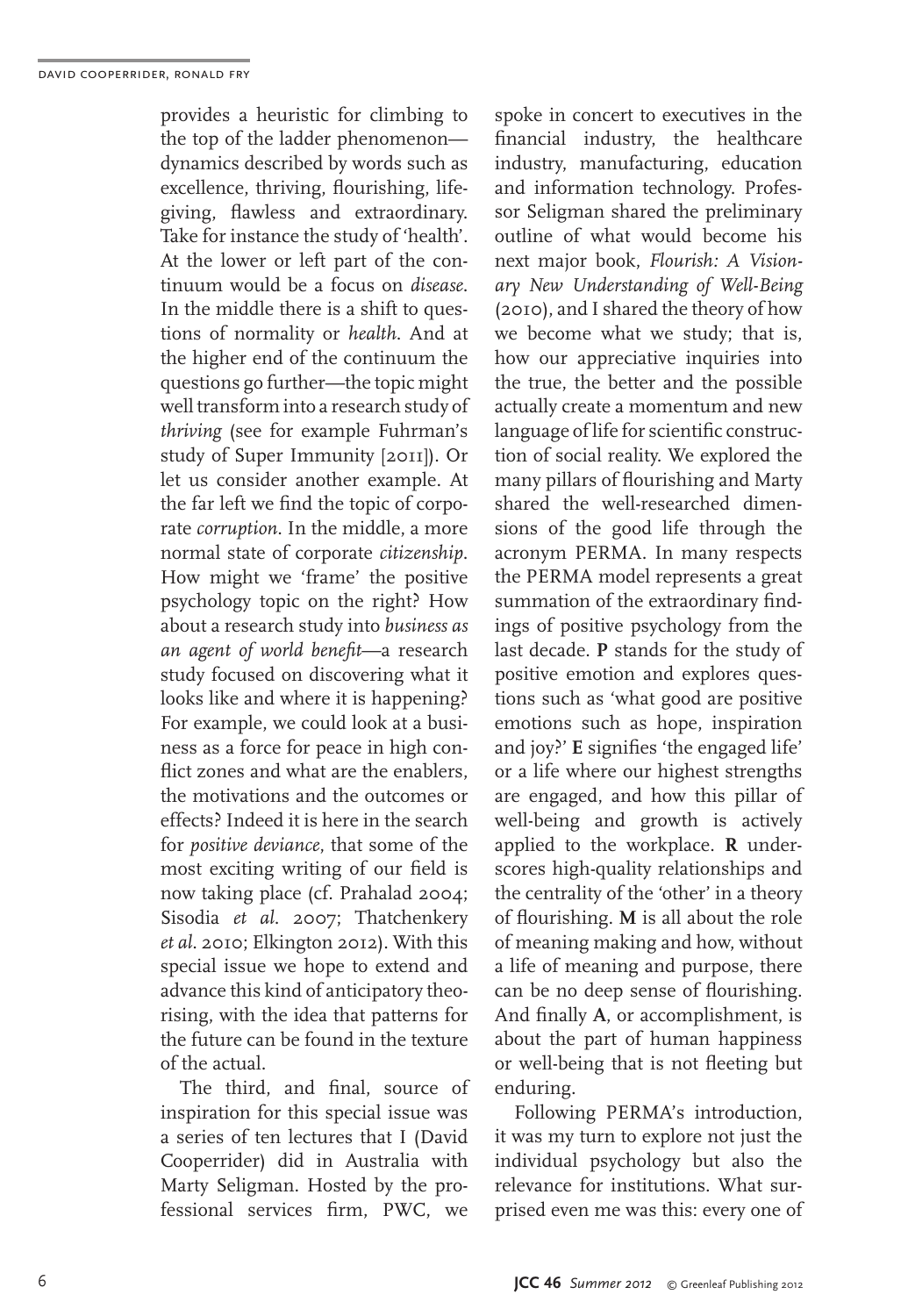provides a heuristic for climbing to the top of the ladder phenomenon—dynamics described by words such as excellence, thriving, flourishing, life-giving, flawless and extraordinary. Take for instance the study of 'health'. At the lower or left part of the continuum would be a focus on *disease*. In the middle there is a shift to questions of normality or *health*. And at the higher end of the continuum the questions go further—the topic might well transform into a research study of *thriving* (see for example Fuhrman's study of Super Immunity [2011]). Or let us consider another example. At the far left we find the topic of corporate *corruption*. In the middle, a more normal state of corporate *citizenship*. How might we 'frame' the positive psychology topic on the right? How about a research study into *business as an agent of world benefit*—a research study focused on discovering what it looks like and where it is happening? For example, we could look at a business as a force for peace in high conflict zones and what are the enablers, the motivations and the outcomes or effects? Indeed it is here in the search for *positive deviance*, that some of the most exciting writing of our field is now taking place (cf. Prahalad 2004; Sisodia *et al*. 2007; Thatchenkery *et al*. 2010; Elkington 2012). With this special issue we hope to extend and advance this kind of anticipatory theorising, with the idea that patterns for the future can be found in the texture of the actual.

The third, and final, source of inspiration for this special issue was a series of ten lectures that I (David Cooperrider) did in Australia with Marty Seligman. Hosted by the professional services firm, PWC, we spoke in concert to executives in the financial industry, the healthcare industry, manufacturing, education and information technology. Professor Seligman shared the preliminary outline of what would become his next major book, *Flourish: A Visionary New Understanding of Well-Being* (2010), and I shared the theory of how we become what we study; that is, how our appreciative inquiries into the true, the better and the possible actually create a momentum and new language of life for scientific construction of social reality. We explored the many pillars of flourishing and Marty shared the well-researched dimensions of the good life through the acronym PERMA. In many respects the PERMA model represents a great summation of the extraordinary findings of positive psychology from the last decade. **P** stands for the study of positive emotion and explores questions such as 'what good are positive emotions such as hope, inspiration and joy?' **E** signifies 'the engaged life' or a life where our highest strengths are engaged, and how this pillar of well-being and growth is actively applied to the workplace. **R** underscores high-quality relationships and the centrality of the 'other' in a theory of flourishing. **M** is all about the role of meaning making and how, without a life of meaning and purpose, there can be no deep sense of flourishing. And finally **A**, or accomplishment, is about the part of human happiness or well-being that is not fleeting but enduring.

Following PERMA's introduction, it was my turn to explore not just the individual psychology but also the relevance for institutions. What surprised even me was this: every one of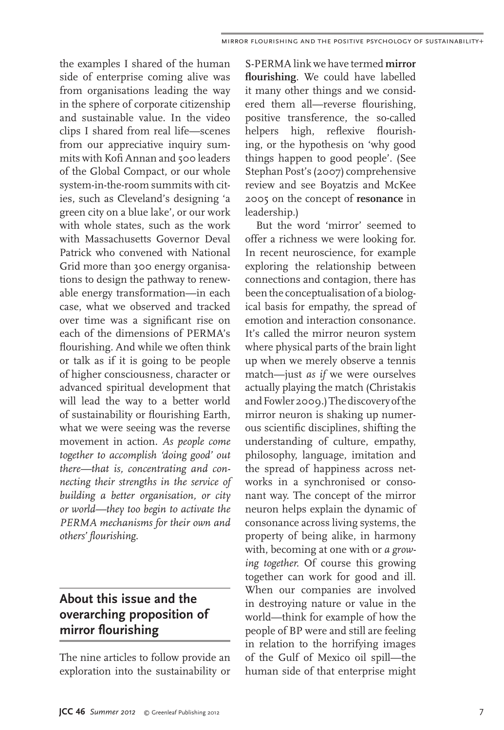the examples I shared of the human side of enterprise coming alive was from organisations leading the way in the sphere of corporate citizenship and sustainable value. In the video clips I shared from real life—scenes from our appreciative inquiry summits with Kofi Annan and 500 leaders of the Global Compact, or our whole system-in-the-room summits with cities, such as Cleveland's designing 'a green city on a blue lake', or our work with whole states, such as the work with Massachusetts Governor Deval Patrick who convened with National Grid more than 300 energy organisations to design the pathway to renewable energy transformation—in each case, what we observed and tracked over time was a significant rise on each of the dimensions of PERMA's flourishing. And while we often think or talk as if it is going to be people of higher consciousness, character or advanced spiritual development that will lead the way to a better world of sustainability or flourishing Earth, what we were seeing was the reverse movement in action. *As people come together to accomplish 'doing good' out there—that is, concentrating and connecting their strengths in the service of building a better organisation, or city or world—they too begin to activate the PERMA mechanisms for their own and others' flourishing.*

## About this issue and the overarching proposition of mirror flourishing

The nine articles to follow provide an exploration into the sustainability or S-PERMA link we have termed **mirror flourishing**. We could have labelled it many other things and we considered them all—reverse flourishing, positive transference, the so-called helpers high, reflexive flourishing, or the hypothesis on 'why good things happen to good people'. (See Stephan Post's (2007) comprehensive review and see Boyatzis and McKee 2005 on the concept of **resonance** in leadership.)

But the word 'mirror' seemed to offer a richness we were looking for. In recent neuroscience, for example exploring the relationship between connections and contagion, there has been the conceptualisation of a biological basis for empathy, the spread of emotion and interaction consonance. It's called the mirror neuron system where physical parts of the brain light up when we merely observe a tennis match—just *as if* we were ourselves actually playing the match (Christakis and Fowler 2009.) The discovery of the mirror neuron is shaking up numerous scientific disciplines, shifting the understanding of culture, empathy, philosophy, language, imitation and the spread of happiness across networks in a synchronised or consonant way. The concept of the mirror neuron helps explain the dynamic of consonance across living systems, the property of being alike, in harmony with, becoming at one with or *a growing together*. Of course this growing together can work for good and ill. When our companies are involved in destroying nature or value in the world—think for example of how the people of BP were and still are feeling in relation to the horrifying images of the Gulf of Mexico oil spill—the human side of that enterprise might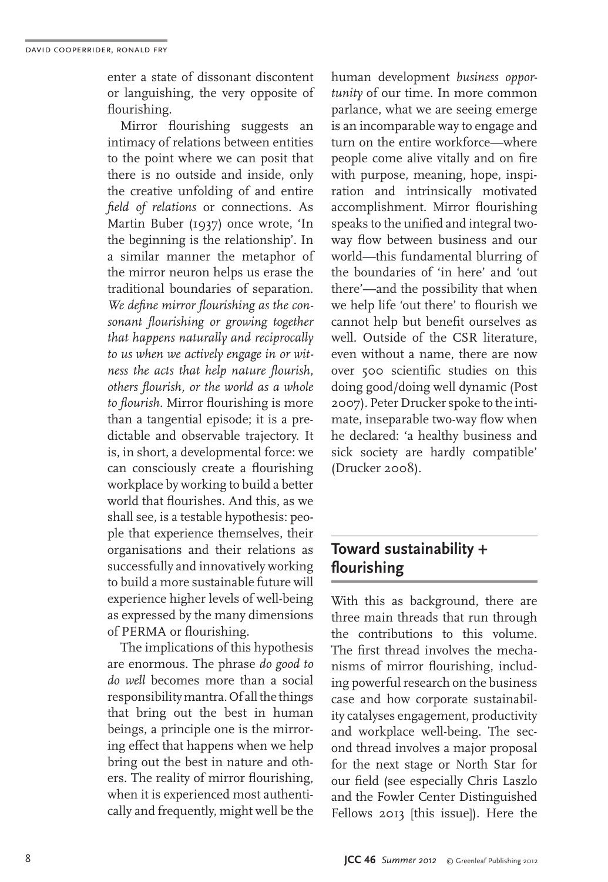enter a state of dissonant discontent or languishing, the very opposite of flourishing.

Mirror flourishing suggests an intimacy of relations between entities to the point where we can posit that there is no outside and inside, only the creative unfolding of and entire *field of relations* or connections. As Martin Buber (1937) once wrote, 'In the beginning is the relationship'. In a similar manner the metaphor of the mirror neuron helps us erase the traditional boundaries of separation. *We define mirror flourishing as the consonant flourishing or growing together that happens naturally and reciprocally to us when we actively engage in or witness the acts that help nature flourish, others flourish, or the world as a whole to flourish.* Mirror flourishing is more than a tangential episode; it is a predictable and observable trajectory. It is, in short, a developmental force: we can consciously create a flourishing workplace by working to build a better world that flourishes. And this, as we shall see, is a testable hypothesis: people that experience themselves, their organisations and their relations as successfully and innovatively working to build a more sustainable future will experience higher levels of well-being as expressed by the many dimensions of PERMA or flourishing.

The implications of this hypothesis are enormous. The phrase *do good to do well* becomes more than a social responsibility mantra. Of all the things that bring out the best in human beings, a principle one is the mirroring effect that happens when we help bring out the best in nature and others. The reality of mirror flourishing, when it is experienced most authentically and frequently, might well be the human development *business opportunity* of our time. In more common parlance, what we are seeing emerge is an incomparable way to engage and turn on the entire workforce—where people come alive vitally and on fire with purpose, meaning, hope, inspiration and intrinsically motivated accomplishment. Mirror flourishing speaks to the unified and integral two-way flow between business and our world—this fundamental blurring of the boundaries of 'in here' and 'out there'—and the possibility that when we help life 'out there' to flourish we cannot help but benefit ourselves as well. Outside of the CSR literature, even without a name, there are now over 500 scientific studies on this doing good/doing well dynamic (Post 2007). Peter Drucker spoke to the intimate, inseparable two-way flow when he declared: 'a healthy business and sick society are hardly compatible' (Drucker 2008).

## Toward sustainability + flourishing

With this as background, there are three main threads that run through the contributions to this volume. The first thread involves the mechanisms of mirror flourishing, including powerful research on the business case and how corporate sustainability catalyses engagement, productivity and workplace well-being. The second thread involves a major proposal for the next stage or North Star for our field (see especially Chris Laszlo and the Fowler Center Distinguished Fellows 2013 [this issue]). Here the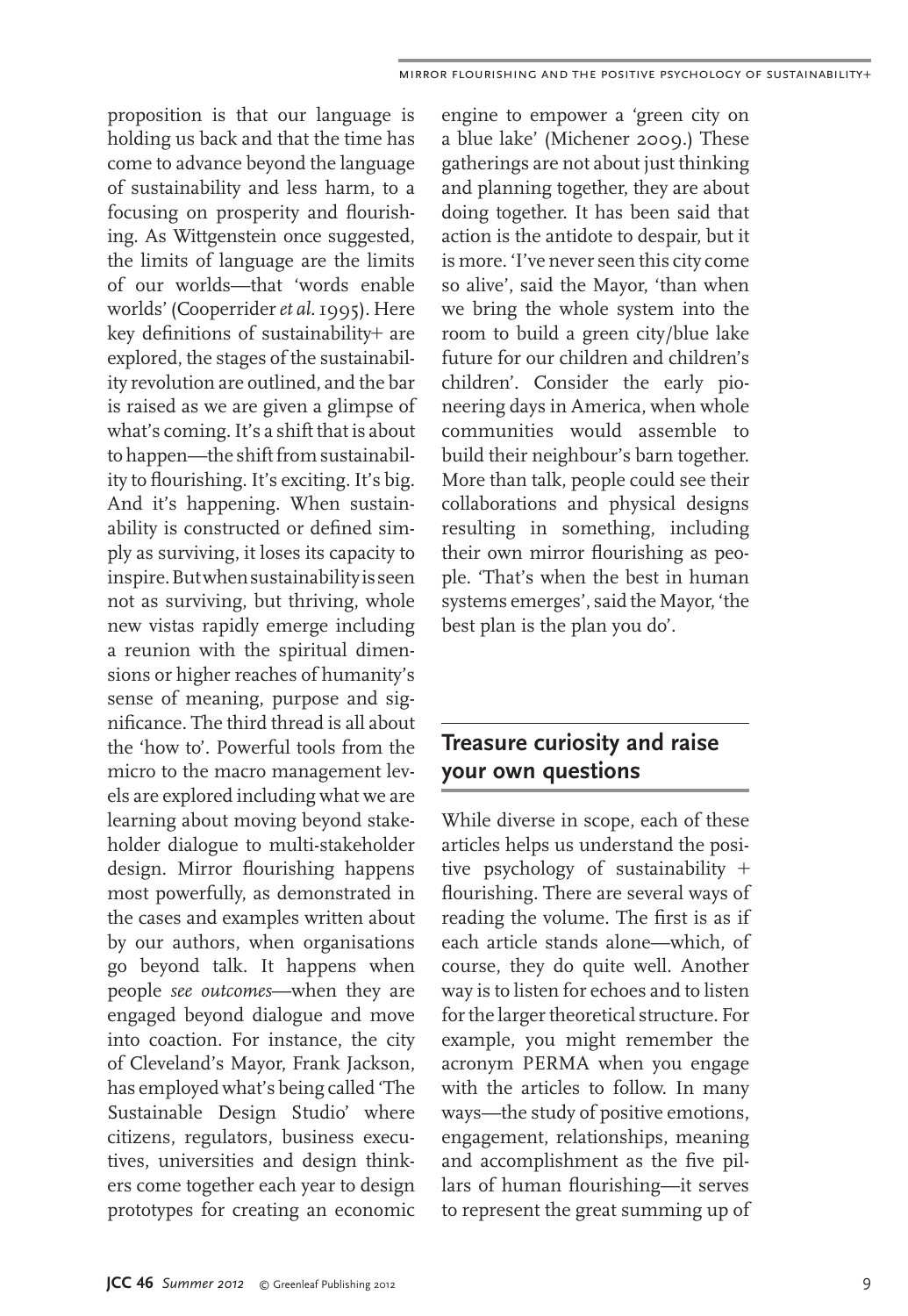proposition is that our language is holding us back and that the time has come to advance beyond the language of sustainability and less harm, to a focusing on prosperity and flourishing. As Wittgenstein once suggested, the limits of language are the limits of our worlds—that 'words enable worlds' (Cooperrider *et al.* 1995). Here key definitions of sustainability+ are explored, the stages of the sustainability revolution are outlined, and the bar is raised as we are given a glimpse of what's coming. It's a shift that is about to happen—the shift from sustainability to flourishing. It's exciting. It's big. And it's happening. When sustainability is constructed or defined simply as surviving, it loses its capacity to inspire. But when sustainability is seen not as surviving, but thriving, whole new vistas rapidly emerge including a reunion with the spiritual dimensions or higher reaches of humanity's sense of meaning, purpose and significance. The third thread is all about the 'how to'. Powerful tools from the micro to the macro management levels are explored including what we are learning about moving beyond stakeholder dialogue to multi-stakeholder design. Mirror flourishing happens most powerfully, as demonstrated in the cases and examples written about by our authors, when organisations go beyond talk. It happens when people *see outcomes*—when they are engaged beyond dialogue and move into coaction. For instance, the city of Cleveland's Mayor, Frank Jackson, has employed what's being called 'The Sustainable Design Studio' where citizens, regulators, business executives, universities and design thinkers come together each year to design prototypes for creating an economic engine to empower a 'green city on a blue lake' (Michener 2009.) These gatherings are not about just thinking and planning together, they are about doing together. It has been said that action is the antidote to despair, but it is more. 'I've never seen this city come so alive', said the Mayor, 'than when we bring the whole system into the room to build a green city/blue lake future for our children and children's children'. Consider the early pioneering days in America, when whole communities would assemble to build their neighbour's barn together. More than talk, people could see their collaborations and physical designs resulting in something, including their own mirror flourishing as people. 'That's when the best in human systems emerges', said the Mayor, 'the best plan is the plan you do'.

## Treasure curiosity and raise your own questions

While diverse in scope, each of these articles helps us understand the positive psychology of sustainability + flourishing. There are several ways of reading the volume. The first is as if each article stands alone—which, of course, they do quite well. Another way is to listen for echoes and to listen for the larger theoretical structure. For example, you might remember the acronym PERMA when you engage with the articles to follow. In many ways—the study of positive emotions, engagement, relationships, meaning and accomplishment as the five pillars of human flourishing—it serves to represent the great summing up of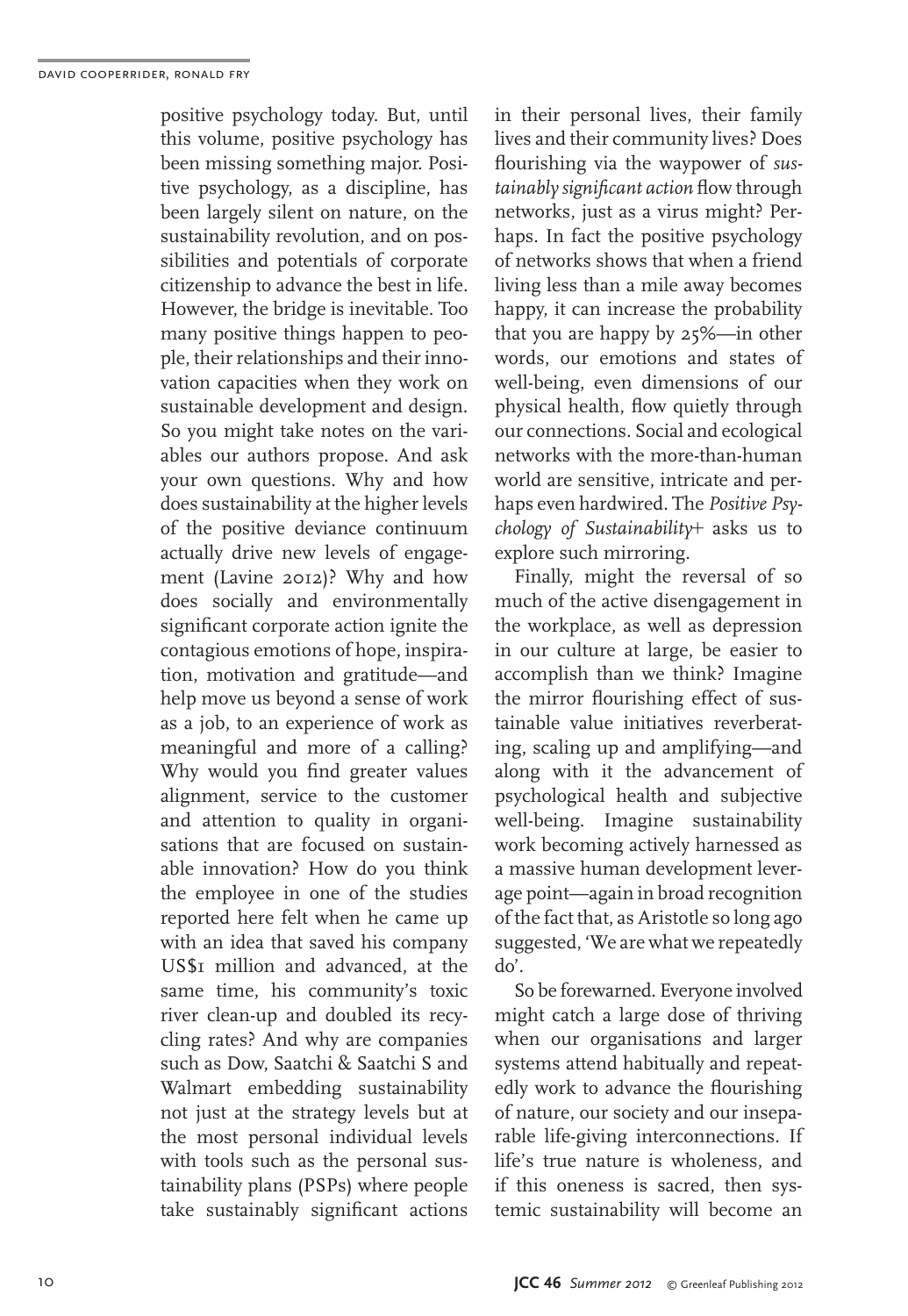positive psychology today. But, until this volume, positive psychology has been missing something major. Positive psychology, as a discipline, has been largely silent on nature, on the sustainability revolution, and on possibilities and potentials of corporate citizenship to advance the best in life. However, the bridge is inevitable. Too many positive things happen to people, their relationships and their innovation capacities when they work on sustainable development and design. So you might take notes on the variables our authors propose. And ask your own questions. Why and how does sustainability at the higher levels of the positive deviance continuum actually drive new levels of engagement (Lavine 2012)? Why and how does socially and environmentally significant corporate action ignite the contagious emotions of hope, inspiration, motivation and gratitude—and help move us beyond a sense of work as a job, to an experience of work as meaningful and more of a calling? Why would you find greater values alignment, service to the customer and attention to quality in organisations that are focused on sustainable innovation? How do you think the employee in one of the studies reported here felt when he came up with an idea that saved his company US$1 million and advanced, at the same time, his community's toxic river clean-up and doubled its recycling rates? And why are companies such as Dow, Saatchi & Saatchi S and Walmart embedding sustainability not just at the strategy levels but at the most personal individual levels with tools such as the personal sustainability plans (PSPs) where people take sustainably significant actions in their personal lives, their family lives and their community lives? Does flourishing via the waypower of *sustainably significant action* flow through networks, just as a virus might? Perhaps. In fact the positive psychology of networks shows that when a friend living less than a mile away becomes happy, it can increase the probability that you are happy by 25%—in other words, our emotions and states of well-being, even dimensions of our physical health, flow quietly through our connections. Social and ecological networks with the more-than-human world are sensitive, intricate and perhaps even hardwired. The *Positive Psychology of Sustainability+* asks us to explore such mirroring.

Finally, might the reversal of so much of the active disengagement in the workplace, as well as depression in our culture at large, be easier to accomplish than we think? Imagine the mirror flourishing effect of sustainable value initiatives reverberating, scaling up and amplifying—and along with it the advancement of psychological health and subjective well-being. Imagine sustainability work becoming actively harnessed as a massive human development leverage point—again in broad recognition of the fact that, as Aristotle so long ago suggested, 'We are what we repeatedly do'.

So be forewarned. Everyone involved might catch a large dose of thriving when our organisations and larger systems attend habitually and repeatedly work to advance the flourishing of nature, our society and our inseparable life-giving interconnections. If life's true nature is wholeness, and if this oneness is sacred, then systemic sustainability will become an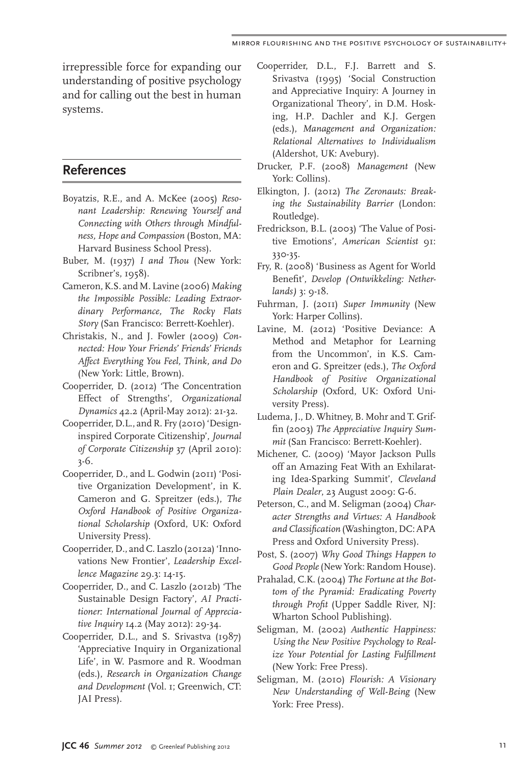irrepressible force for expanding our understanding of positive psychology and for calling out the best in human systems.

## References

Boyatzis, R.E., and A. McKee (2005) *Resonant Leadership: Renewing Yourself and Connecting with Others through Mindfulness, Hope and Compassion* (Boston, MA: Harvard Business School Press).

Buber, M. (1937) *I and Thou* (New York: Scribner's, 1958).

Cameron, K.S. and M. Lavine (2006) *Making the Impossible Possible: Leading Extraordinary Performance, The Rocky Flats Story* (San Francisco: Berrett-Koehler).

Christakis, N., and J. Fowler (2009) *Connected: How Your Friends' Friends' Friends Affect Everything You Feel, Think, and Do* (New York: Little, Brown).

Cooperrider, D. (2012) 'The Concentration Effect of Strengths', *Organizational Dynamics* 42.2 (April-May 2012): 21-32.

Cooperrider, D.L., and R. Fry (2010) 'Design-inspired Corporate Citizenship', *Journal of Corporate Citizenship* 37 (April 2010): 3-6.

Cooperrider, D., and L. Godwin (2011) 'Positive Organization Development', in K. Cameron and G. Spreitzer (eds.), *The Oxford Handbook of Positive Organizational Scholarship* (Oxford, UK: Oxford University Press).

Cooperrider, D., and C. Laszlo (2012a) 'Innovations New Frontier', *Leadership Excellence Magazine* 29.3: 14-15.

Cooperrider, D., and C. Laszlo (2012b) 'The Sustainable Design Factory', *AI Practitioner: International Journal of Appreciative Inquiry* 14.2 (May 2012): 29-34.

Cooperrider, D.L., and S. Srivastva (1987) 'Appreciative Inquiry in Organizational Life', in W. Pasmore and R. Woodman (eds.), *Research in Organization Change and Development* (Vol. 1; Greenwich, CT: JAI Press).

Cooperrider, D.L., F.J. Barrett and S. Srivastva (1995) 'Social Construction and Appreciative Inquiry: A Journey in Organizational Theory', in D.M. Hosking, H.P. Dachler and K.J. Gergen (eds.), *Management and Organization: Relational Alternatives to Individualism* (Aldershot, UK: Avebury).

Drucker, P.F. (2008) *Management* (New York: Collins).

Elkington, J. (2012) *The Zeronauts: Breaking the Sustainability Barrier* (London: Routledge).

Fredrickson, B.L. (2003) 'The Value of Positive Emotions', *American Scientist* 91: 330-35.

Fry, R. (2008) 'Business as Agent for World Benefit', *Develop (Ontwikkeling: Netherlands)* 3: 9-18.

Fuhrman, J. (2011) *Super Immunity* (New York: Harper Collins).

Lavine, M. (2012) 'Positive Deviance: A Method and Metaphor for Learning from the Uncommon', in K.S. Cameron and G. Spreitzer (eds.), *The Oxford Handbook of Positive Organizational Scholarship* (Oxford, UK: Oxford University Press).

Ludema, J., D. Whitney, B. Mohr and T. Griffin (2003) *The Appreciative Inquiry Summit* (San Francisco: Berrett-Koehler).

Michener, C. (2009) 'Mayor Jackson Pulls off an Amazing Feat With an Exhilarating Idea-Sparking Summit', *Cleveland Plain Dealer*, 23 August 2009: G-6.

Peterson, C., and M. Seligman (2004) *Character Strengths and Virtues: A Handbook and Classification* (Washington, DC: APA Press and Oxford University Press).

Post, S. (2007) *Why Good Things Happen to Good People* (New York: Random House).

Prahalad, C.K. (2004) *The Fortune at the Bottom of the Pyramid: Eradicating Poverty through Profit* (Upper Saddle River, NJ: Wharton School Publishing).

Seligman, M. (2002) *Authentic Happiness: Using the New Positive Psychology to Realize Your Potential for Lasting Fulfillment* (New York: Free Press).

Seligman, M. (2010) *Flourish: A Visionary New Understanding of Well-Being* (New York: Free Press).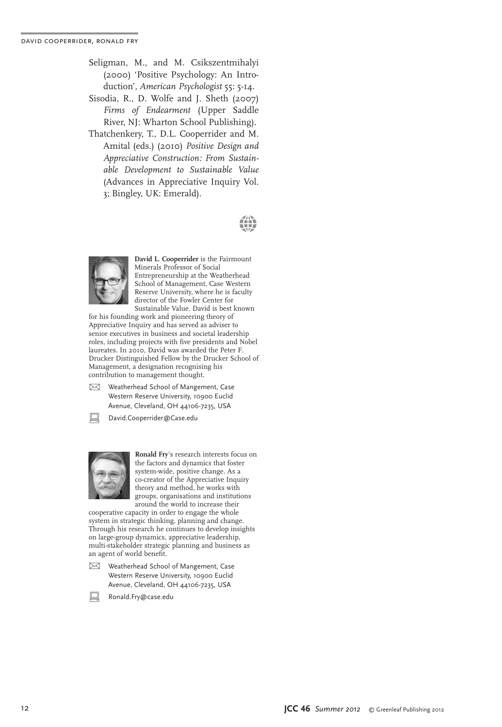Seligman, M., and M. Csikszentmihalyi (2000) 'Positive Psychology: An Introduction', *American Psychologist* 55: 5-14.

Sisodia, R., D. Wolfe and J. Sheth (2007) *Firms of Endearment* (Upper Saddle River, NJ: Wharton School Publishing).

Thatchenkery, T., D.L. Cooperrider and M. Amital (eds.) (2010) *Positive Design and Appreciative Construction: From Sustainable Development to Sustainable Value* (Advances in Appreciative Inquiry Vol. 3; Bingley, UK: Emerald).

**David L. Cooperrider** is the Fairmount Minerals Professor of Social Entrepreneurship at the Weatherhead School of Management, Case Western Reserve University, where he is faculty director of the Fowler Center for Sustainable Value. David is best known for his founding work and pioneering theory of Appreciative Inquiry and has served as adviser to senior executives in business and societal leadership roles, including projects with five presidents and Nobel laureates. In 2010, David was awarded the Peter F. Drucker Distinguished Fellow by the Drucker School of Management, a designation recognising his contribution to management thought.

Weatherhead School of Mangement, Case Western Reserve University, 10900 Euclid Avenue, Cleveland, OH 44106-7235, USA

David.Cooperrider@Case.edu

**Ronald Fry**'s research interests focus on the factors and dynamics that foster system-wide, positive change. As a co-creator of the Appreciative Inquiry theory and method, he works with groups, organisations and institutions around the world to increase their cooperative capacity in order to engage the whole system in strategic thinking, planning and change. Through his research he continues to develop insights on large-group dynamics, appreciative leadership, multi-stakeholder strategic planning and business as an agent of world benefit.

Weatherhead School of Mangement, Case Western Reserve University, 10900 Euclid Avenue, Cleveland, OH 44106-7235, USA

Ronald.Fry@case.edu